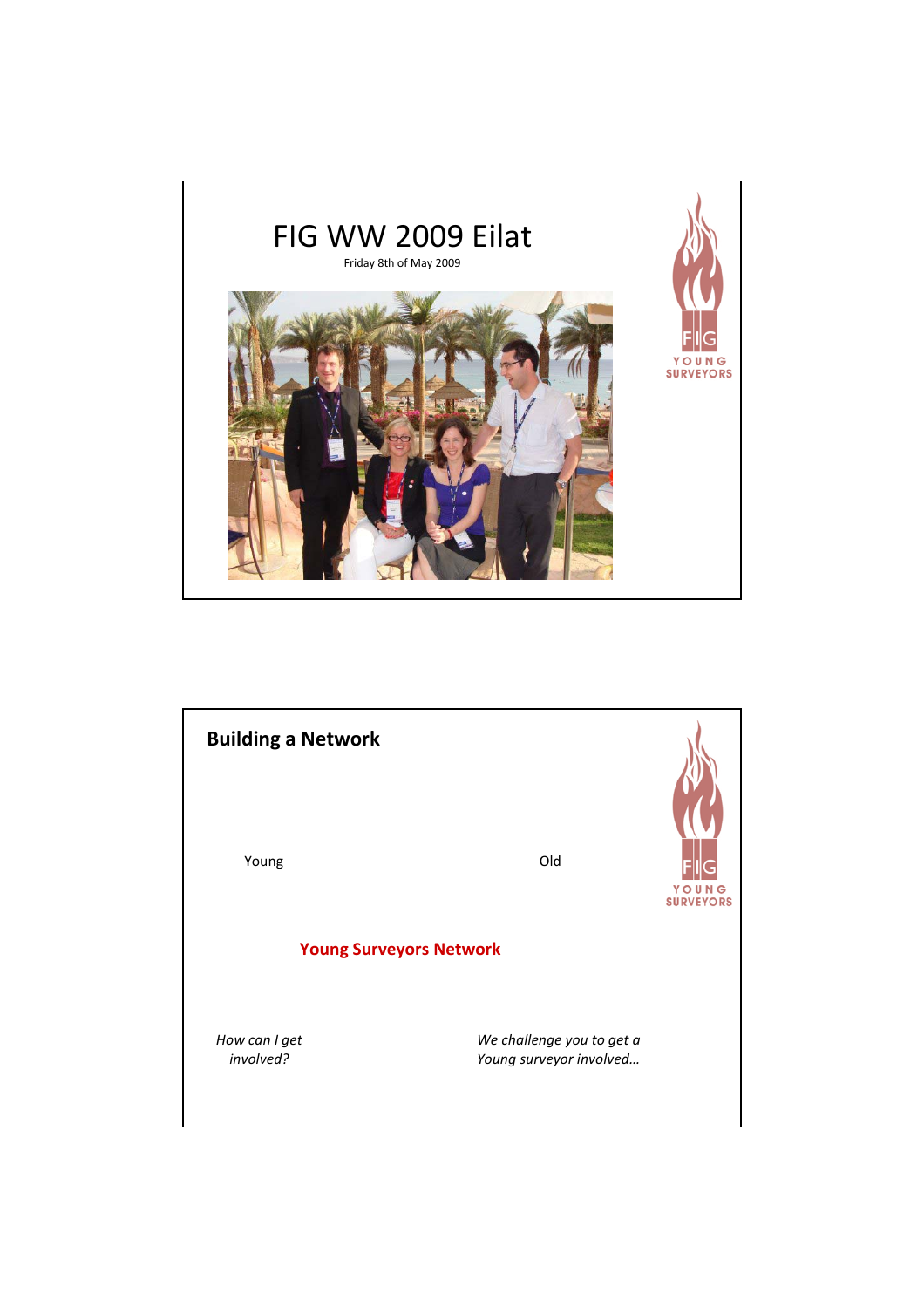# FIG WW 2009 Eilat

Friday 8th of May 2009

FIG YOUNG SURVEYORS

## Building a Network

Young

Old

FIG YOUNG SURVEYORS

**Young Surveyors Network**

*How can I get involved?*

*We challenge you to get a Young surveyor involved…*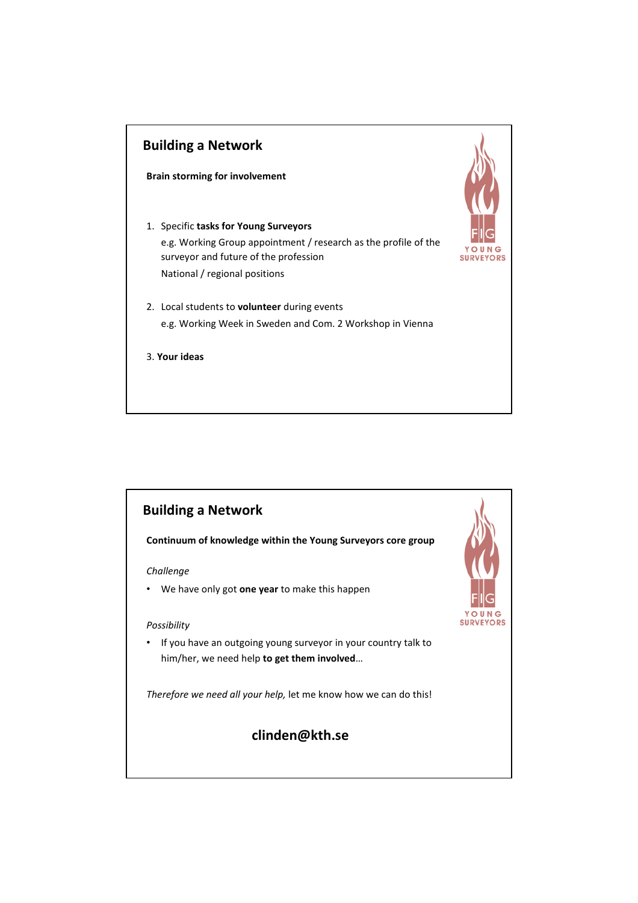## Building a Network

**Brain storming for involvement**

1. Specific **tasks for Young Surveyors**
   e.g. Working Group appointment / research as the profile of the surveyor and future of the profession
   National / regional positions

2. Local students to **volunteer** during events
   e.g. Working Week in Sweden and Com. 2 Workshop in Vienna

3. **Your ideas**

## Building a Network

**Continuum of knowledge within the Young Surveyors core group**

*Challenge*

- We have only got **one year** to make this happen

*Possibility*

- If you have an outgoing young surveyor in your country talk to him/her, we need help **to get them involved**…

*Therefore we need all your help,* let me know how we can do this!

**clinden@kth.se**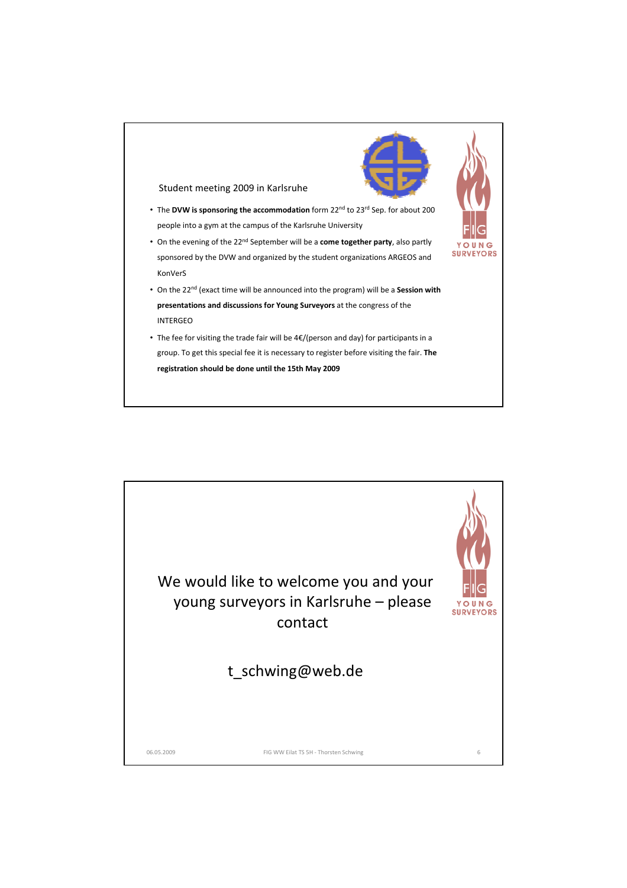## Student meeting 2009 in Karlsruhe

- The **DVW is sponsoring the accommodation** form 22nd to 23rd Sep. for about 200 people into a gym at the campus of the Karlsruhe University
- On the evening of the 22nd September will be a **come together party**, also partly sponsored by the DVW and organized by the student organizations ARGEOS and KonVerS
- On the 22nd (exact time will be announced into the program) will be a **Session with presentations and discussions for Young Surveyors** at the congress of the INTERGEO
- The fee for visiting the trade fair will be 4€/(person and day) for participants in a group. To get this special fee it is necessary to register before visiting the fair. **The registration should be done until the 15th May 2009**

We would like to welcome you and your young surveyors in Karlsruhe – please contact

t_schwing@web.de